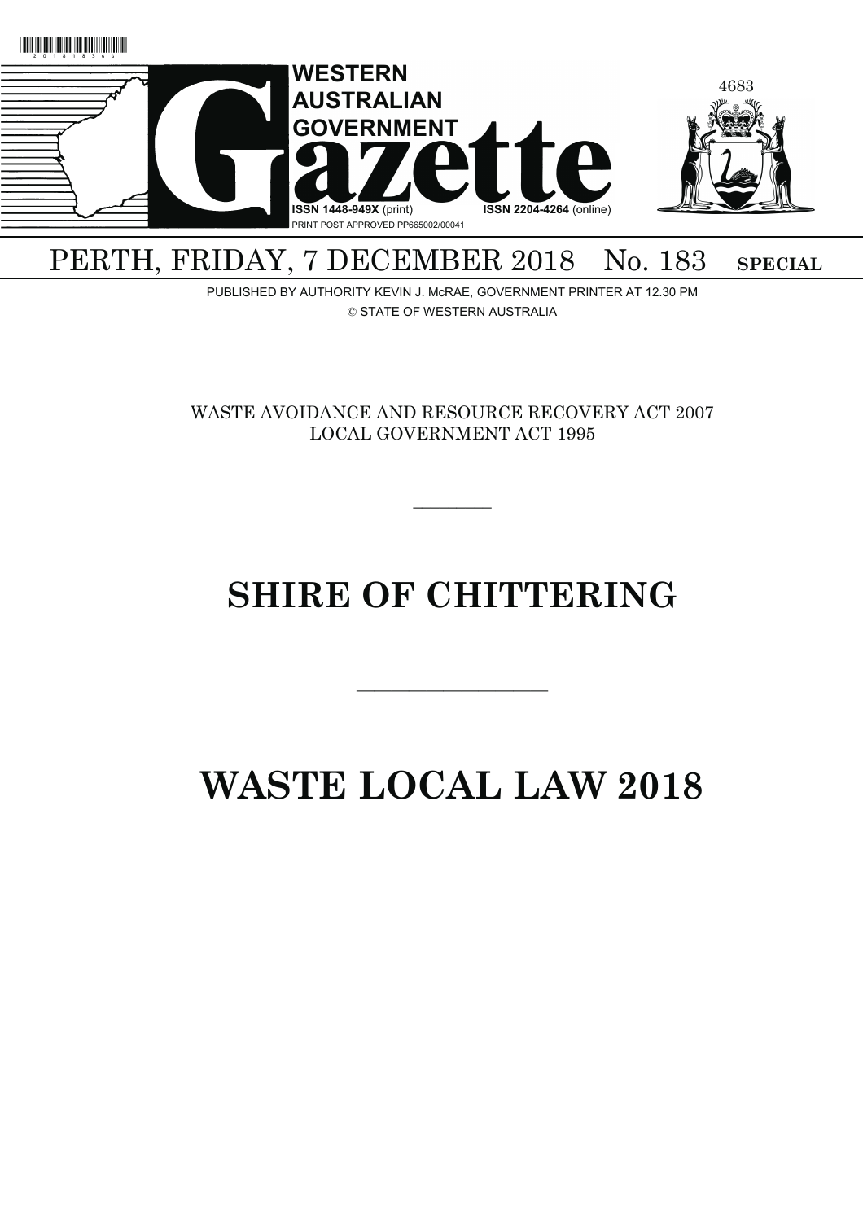# WESTERN AUSTRALIAN GOVERNMENT Gazette

ISSN 1448-949X (print) ISSN 2204-4264 (online)
PRINT POST APPROVED PP665002/00041

PERTH, FRIDAY, 7 DECEMBER 2018 No. 183 **SPECIAL**

PUBLISHED BY AUTHORITY KEVIN J. McRAE, GOVERNMENT PRINTER AT 12.30 PM
© STATE OF WESTERN AUSTRALIA

WASTE AVOIDANCE AND RESOURCE RECOVERY ACT 2007
LOCAL GOVERNMENT ACT 1995

---

# SHIRE OF CHITTERING

---

# WASTE LOCAL LAW 2018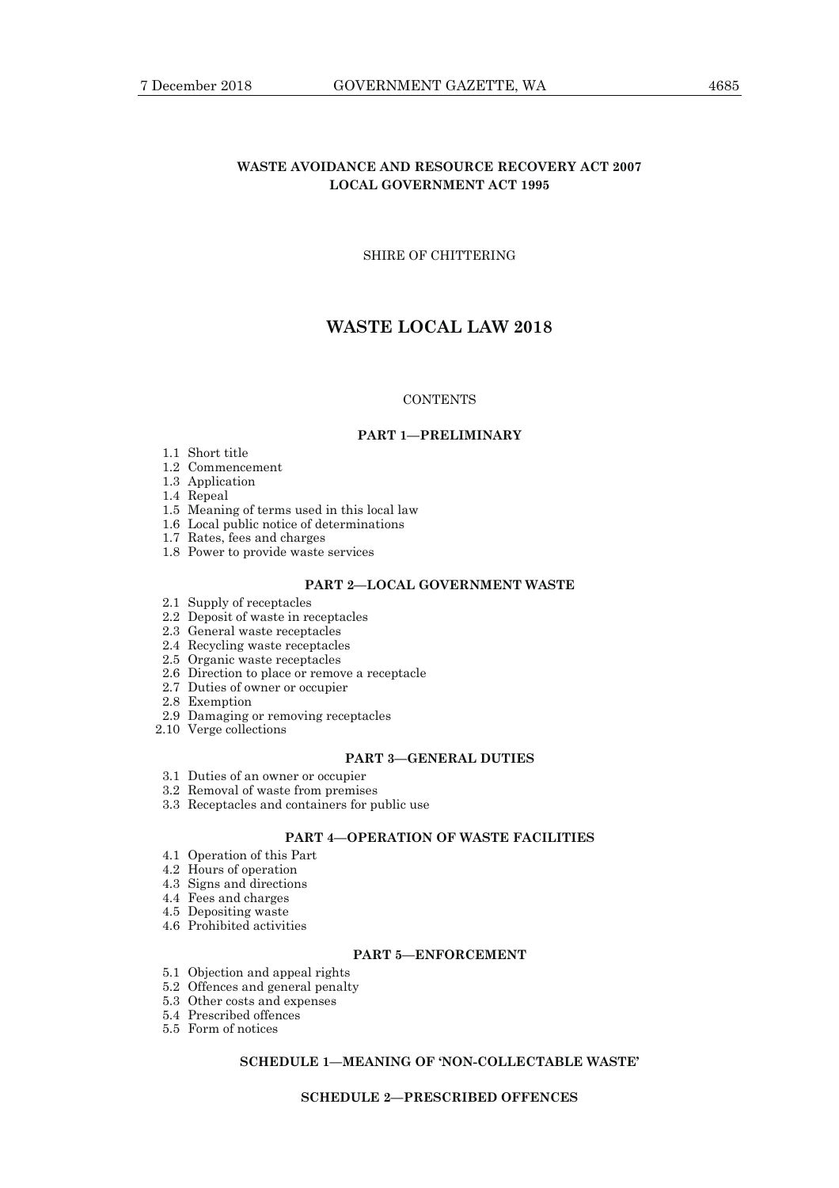**WASTE AVOIDANCE AND RESOURCE RECOVERY ACT 2007**
**LOCAL GOVERNMENT ACT 1995**

SHIRE OF CHITTERING

# WASTE LOCAL LAW 2018

CONTENTS

### PART 1—PRELIMINARY

1.1 Short title
1.2 Commencement
1.3 Application
1.4 Repeal
1.5 Meaning of terms used in this local law
1.6 Local public notice of determinations
1.7 Rates, fees and charges
1.8 Power to provide waste services

### PART 2—LOCAL GOVERNMENT WASTE

2.1 Supply of receptacles
2.2 Deposit of waste in receptacles
2.3 General waste receptacles
2.4 Recycling waste receptacles
2.5 Organic waste receptacles
2.6 Direction to place or remove a receptacle
2.7 Duties of owner or occupier
2.8 Exemption
2.9 Damaging or removing receptacles
2.10 Verge collections

### PART 3—GENERAL DUTIES

3.1 Duties of an owner or occupier
3.2 Removal of waste from premises
3.3 Receptacles and containers for public use

### PART 4—OPERATION OF WASTE FACILITIES

4.1 Operation of this Part
4.2 Hours of operation
4.3 Signs and directions
4.4 Fees and charges
4.5 Depositing waste
4.6 Prohibited activities

### PART 5—ENFORCEMENT

5.1 Objection and appeal rights
5.2 Offences and general penalty
5.3 Other costs and expenses
5.4 Prescribed offences
5.5 Form of notices

### SCHEDULE 1—MEANING OF 'NON-COLLECTABLE WASTE'

### SCHEDULE 2—PRESCRIBED OFFENCES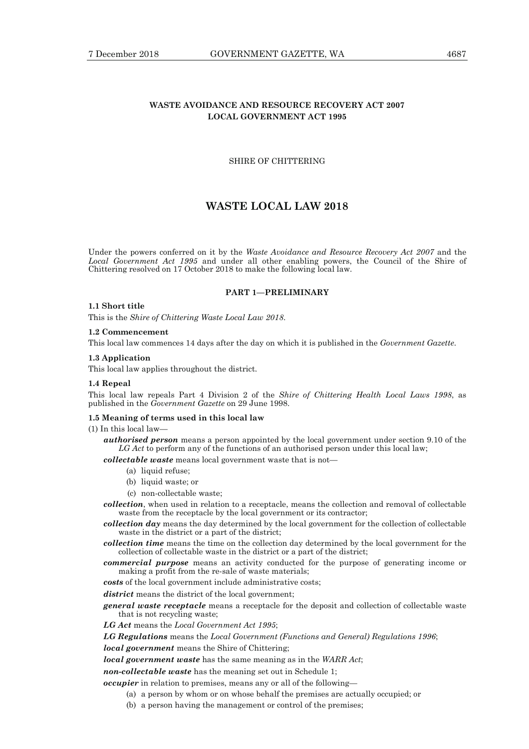**WASTE AVOIDANCE AND RESOURCE RECOVERY ACT 2007**
**LOCAL GOVERNMENT ACT 1995**

SHIRE OF CHITTERING

# WASTE LOCAL LAW 2018

Under the powers conferred on it by the *Waste Avoidance and Resource Recovery Act 2007* and the *Local Government Act 1995* and under all other enabling powers, the Council of the Shire of Chittering resolved on 17 October 2018 to make the following local law.

## PART 1—PRELIMINARY

**1.1 Short title**

This is the *Shire of Chittering Waste Local Law 2018*.

**1.2 Commencement**

This local law commences 14 days after the day on which it is published in the *Government Gazette*.

**1.3 Application**

This local law applies throughout the district.

**1.4 Repeal**

This local law repeals Part 4 Division 2 of the *Shire of Chittering Health Local Laws 1998*, as published in the *Government Gazette* on 29 June 1998.

**1.5 Meaning of terms used in this local law**

(1) In this local law—

***authorised person*** means a person appointed by the local government under section 9.10 of the *LG Act* to perform any of the functions of an authorised person under this local law;

***collectable waste*** means local government waste that is not—

(a) liquid refuse;

(b) liquid waste; or

(c) non-collectable waste;

***collection***, when used in relation to a receptacle, means the collection and removal of collectable waste from the receptacle by the local government or its contractor;

***collection day*** means the day determined by the local government for the collection of collectable waste in the district or a part of the district;

***collection time*** means the time on the collection day determined by the local government for the collection of collectable waste in the district or a part of the district;

***commercial purpose*** means an activity conducted for the purpose of generating income or making a profit from the re-sale of waste materials;

***costs*** of the local government include administrative costs;

***district*** means the district of the local government;

***general waste receptacle*** means a receptacle for the deposit and collection of collectable waste that is not recycling waste;

***LG Act*** means the *Local Government Act 1995*;

***LG Regulations*** means the *Local Government (Functions and General) Regulations 1996*;

***local government*** means the Shire of Chittering;

***local government waste*** has the same meaning as in the *WARR Act*;

***non-collectable waste*** has the meaning set out in Schedule 1;

***occupier*** in relation to premises, means any or all of the following—

(a) a person by whom or on whose behalf the premises are actually occupied; or

(b) a person having the management or control of the premises;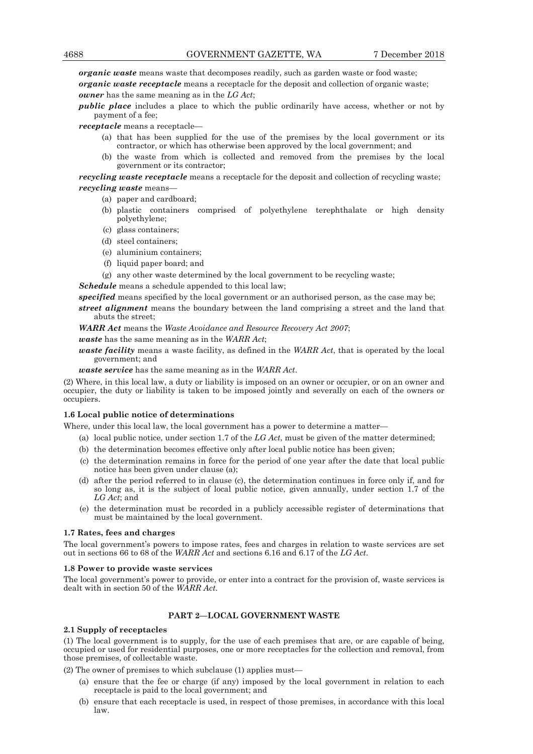***organic waste*** means waste that decomposes readily, such as garden waste or food waste;

***organic waste receptacle*** means a receptacle for the deposit and collection of organic waste;

***owner*** has the same meaning as in the *LG Act*;

***public place*** includes a place to which the public ordinarily have access, whether or not by payment of a fee;

***receptacle*** means a receptacle—

- (a) that has been supplied for the use of the premises by the local government or its contractor, or which has otherwise been approved by the local government; and
- (b) the waste from which is collected and removed from the premises by the local government or its contractor;

***recycling waste receptacle*** means a receptacle for the deposit and collection of recycling waste;

***recycling waste*** means—

- (a) paper and cardboard;
- (b) plastic containers comprised of polyethylene terephthalate or high density polyethylene;
- (c) glass containers;
- (d) steel containers;
- (e) aluminium containers;
- (f) liquid paper board; and
- (g) any other waste determined by the local government to be recycling waste;

***Schedule*** means a schedule appended to this local law;

***specified*** means specified by the local government or an authorised person, as the case may be;

***street alignment*** means the boundary between the land comprising a street and the land that abuts the street;

***WARR Act*** means the *Waste Avoidance and Resource Recovery Act 2007*;

***waste*** has the same meaning as in the *WARR Act*;

***waste facility*** means a waste facility, as defined in the *WARR Act*, that is operated by the local government; and

***waste service*** has the same meaning as in the *WARR Act*.

(2) Where, in this local law, a duty or liability is imposed on an owner or occupier, or on an owner and occupier, the duty or liability is taken to be imposed jointly and severally on each of the owners or occupiers.

**1.6 Local public notice of determinations**

Where, under this local law, the local government has a power to determine a matter—

- (a) local public notice, under section 1.7 of the *LG Act*, must be given of the matter determined;
- (b) the determination becomes effective only after local public notice has been given;
- (c) the determination remains in force for the period of one year after the date that local public notice has been given under clause (a);
- (d) after the period referred to in clause (c), the determination continues in force only if, and for so long as, it is the subject of local public notice, given annually, under section 1.7 of the *LG Act*; and
- (e) the determination must be recorded in a publicly accessible register of determinations that must be maintained by the local government.

**1.7 Rates, fees and charges**

The local government's powers to impose rates, fees and charges in relation to waste services are set out in sections 66 to 68 of the *WARR Act* and sections 6.16 and 6.17 of the *LG Act*.

**1.8 Power to provide waste services**

The local government's power to provide, or enter into a contract for the provision of, waste services is dealt with in section 50 of the *WARR Act*.

## PART 2—LOCAL GOVERNMENT WASTE

**2.1 Supply of receptacles**

(1) The local government is to supply, for the use of each premises that are, or are capable of being, occupied or used for residential purposes, one or more receptacles for the collection and removal, from those premises, of collectable waste.

(2) The owner of premises to which subclause (1) applies must—

- (a) ensure that the fee or charge (if any) imposed by the local government in relation to each receptacle is paid to the local government; and
- (b) ensure that each receptacle is used, in respect of those premises, in accordance with this local law.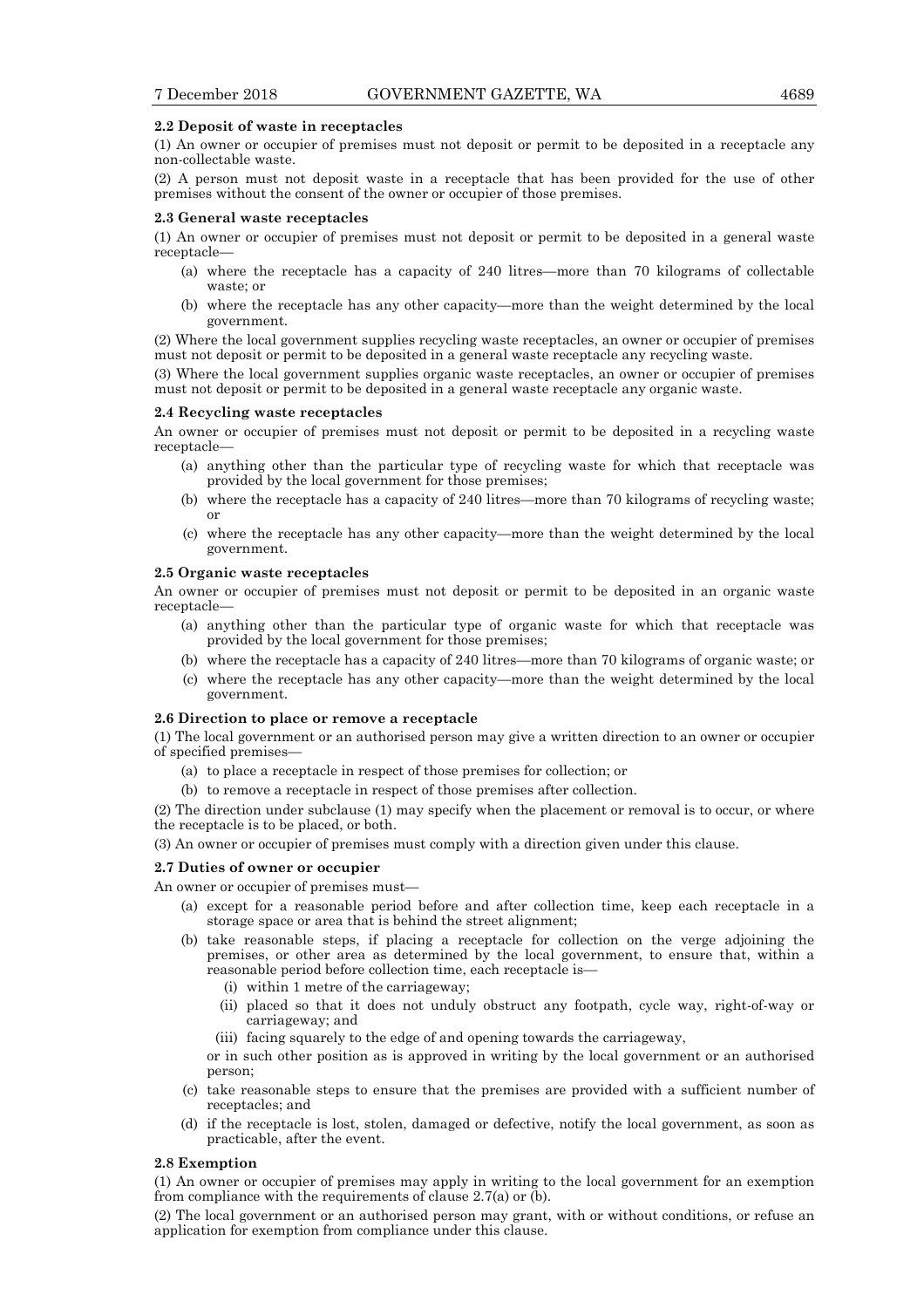**2.2 Deposit of waste in receptacles**

(1) An owner or occupier of premises must not deposit or permit to be deposited in a receptacle any non-collectable waste.

(2) A person must not deposit waste in a receptacle that has been provided for the use of other premises without the consent of the owner or occupier of those premises.

**2.3 General waste receptacles**

(1) An owner or occupier of premises must not deposit or permit to be deposited in a general waste receptacle—

- (a) where the receptacle has a capacity of 240 litres—more than 70 kilograms of collectable waste; or
- (b) where the receptacle has any other capacity—more than the weight determined by the local government.

(2) Where the local government supplies recycling waste receptacles, an owner or occupier of premises must not deposit or permit to be deposited in a general waste receptacle any recycling waste.

(3) Where the local government supplies organic waste receptacles, an owner or occupier of premises must not deposit or permit to be deposited in a general waste receptacle any organic waste.

**2.4 Recycling waste receptacles**

An owner or occupier of premises must not deposit or permit to be deposited in a recycling waste receptacle—

- (a) anything other than the particular type of recycling waste for which that receptacle was provided by the local government for those premises;
- (b) where the receptacle has a capacity of 240 litres—more than 70 kilograms of recycling waste; or
- (c) where the receptacle has any other capacity—more than the weight determined by the local government.

**2.5 Organic waste receptacles**

An owner or occupier of premises must not deposit or permit to be deposited in an organic waste receptacle—

- (a) anything other than the particular type of organic waste for which that receptacle was provided by the local government for those premises;
- (b) where the receptacle has a capacity of 240 litres—more than 70 kilograms of organic waste; or
- (c) where the receptacle has any other capacity—more than the weight determined by the local government.

**2.6 Direction to place or remove a receptacle**

(1) The local government or an authorised person may give a written direction to an owner or occupier of specified premises—

- (a) to place a receptacle in respect of those premises for collection; or
- (b) to remove a receptacle in respect of those premises after collection.

(2) The direction under subclause (1) may specify when the placement or removal is to occur, or where the receptacle is to be placed, or both.

(3) An owner or occupier of premises must comply with a direction given under this clause.

**2.7 Duties of owner or occupier**

An owner or occupier of premises must—

- (a) except for a reasonable period before and after collection time, keep each receptacle in a storage space or area that is behind the street alignment;
- (b) take reasonable steps, if placing a receptacle for collection on the verge adjoining the premises, or other area as determined by the local government, to ensure that, within a reasonable period before collection time, each receptacle is—
  - (i) within 1 metre of the carriageway;
  - (ii) placed so that it does not unduly obstruct any footpath, cycle way, right-of-way or carriageway; and
  - (iii) facing squarely to the edge of and opening towards the carriageway,

  or in such other position as is approved in writing by the local government or an authorised person;
- (c) take reasonable steps to ensure that the premises are provided with a sufficient number of receptacles; and
- (d) if the receptacle is lost, stolen, damaged or defective, notify the local government, as soon as practicable, after the event.

**2.8 Exemption**

(1) An owner or occupier of premises may apply in writing to the local government for an exemption from compliance with the requirements of clause 2.7(a) or (b).

(2) The local government or an authorised person may grant, with or without conditions, or refuse an application for exemption from compliance under this clause.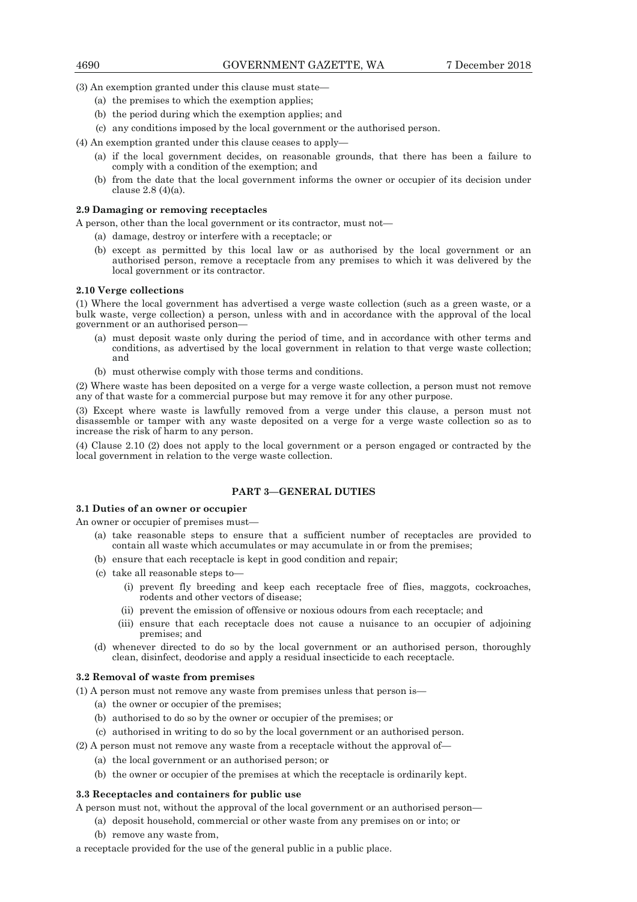(3) An exemption granted under this clause must state—

- (a) the premises to which the exemption applies;
- (b) the period during which the exemption applies; and
- (c) any conditions imposed by the local government or the authorised person.

(4) An exemption granted under this clause ceases to apply—

- (a) if the local government decides, on reasonable grounds, that there has been a failure to comply with a condition of the exemption; and
- (b) from the date that the local government informs the owner or occupier of its decision under clause 2.8 (4)(a).

**2.9 Damaging or removing receptacles**

A person, other than the local government or its contractor, must not—

- (a) damage, destroy or interfere with a receptacle; or
- (b) except as permitted by this local law or as authorised by the local government or an authorised person, remove a receptacle from any premises to which it was delivered by the local government or its contractor.

**2.10 Verge collections**

(1) Where the local government has advertised a verge waste collection (such as a green waste, or a bulk waste, verge collection) a person, unless with and in accordance with the approval of the local government or an authorised person—

- (a) must deposit waste only during the period of time, and in accordance with other terms and conditions, as advertised by the local government in relation to that verge waste collection; and
- (b) must otherwise comply with those terms and conditions.

(2) Where waste has been deposited on a verge for a verge waste collection, a person must not remove any of that waste for a commercial purpose but may remove it for any other purpose.

(3) Except where waste is lawfully removed from a verge under this clause, a person must not disassemble or tamper with any waste deposited on a verge for a verge waste collection so as to increase the risk of harm to any person.

(4) Clause 2.10 (2) does not apply to the local government or a person engaged or contracted by the local government in relation to the verge waste collection.

## PART 3—GENERAL DUTIES

**3.1 Duties of an owner or occupier**

An owner or occupier of premises must—

- (a) take reasonable steps to ensure that a sufficient number of receptacles are provided to contain all waste which accumulates or may accumulate in or from the premises;
- (b) ensure that each receptacle is kept in good condition and repair;
- (c) take all reasonable steps to—
  - (i) prevent fly breeding and keep each receptacle free of flies, maggots, cockroaches, rodents and other vectors of disease;
  - (ii) prevent the emission of offensive or noxious odours from each receptacle; and
  - (iii) ensure that each receptacle does not cause a nuisance to an occupier of adjoining premises; and
- (d) whenever directed to do so by the local government or an authorised person, thoroughly clean, disinfect, deodorise and apply a residual insecticide to each receptacle.

**3.2 Removal of waste from premises**

(1) A person must not remove any waste from premises unless that person is—

- (a) the owner or occupier of the premises;
- (b) authorised to do so by the owner or occupier of the premises; or
- (c) authorised in writing to do so by the local government or an authorised person.

(2) A person must not remove any waste from a receptacle without the approval of—

- (a) the local government or an authorised person; or
- (b) the owner or occupier of the premises at which the receptacle is ordinarily kept.

**3.3 Receptacles and containers for public use**

A person must not, without the approval of the local government or an authorised person—

- (a) deposit household, commercial or other waste from any premises on or into; or
- (b) remove any waste from,

a receptacle provided for the use of the general public in a public place.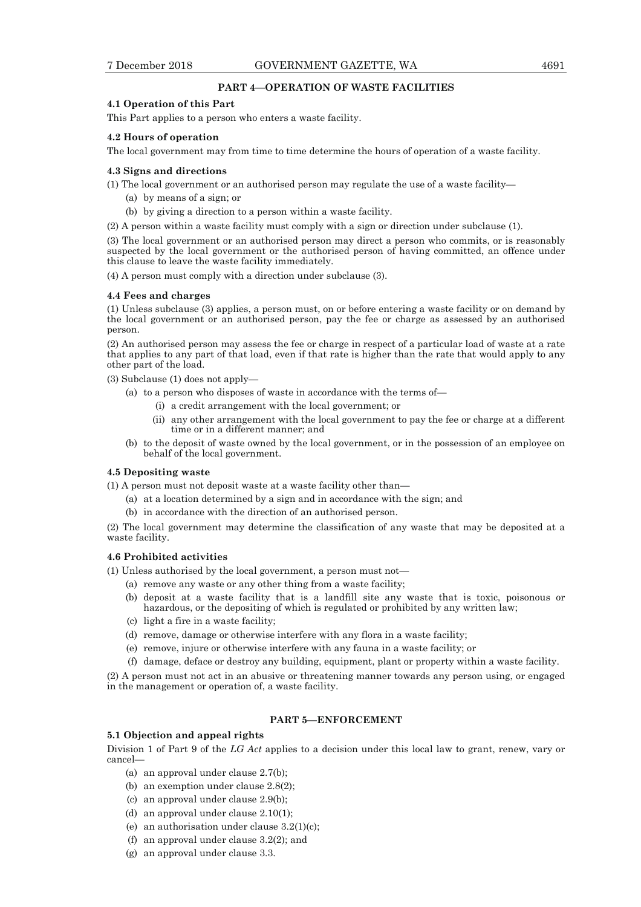## PART 4—OPERATION OF WASTE FACILITIES

### 4.1 Operation of this Part

This Part applies to a person who enters a waste facility.

### 4.2 Hours of operation

The local government may from time to time determine the hours of operation of a waste facility.

### 4.3 Signs and directions

(1) The local government or an authorised person may regulate the use of a waste facility—

- (a) by means of a sign; or
- (b) by giving a direction to a person within a waste facility.

(2) A person within a waste facility must comply with a sign or direction under subclause (1).

(3) The local government or an authorised person may direct a person who commits, or is reasonably suspected by the local government or the authorised person of having committed, an offence under this clause to leave the waste facility immediately.

(4) A person must comply with a direction under subclause (3).

### 4.4 Fees and charges

(1) Unless subclause (3) applies, a person must, on or before entering a waste facility or on demand by the local government or an authorised person, pay the fee or charge as assessed by an authorised person.

(2) An authorised person may assess the fee or charge in respect of a particular load of waste at a rate that applies to any part of that load, even if that rate is higher than the rate that would apply to any other part of the load.

(3) Subclause (1) does not apply—

- (a) to a person who disposes of waste in accordance with the terms of—
  - (i) a credit arrangement with the local government; or
  - (ii) any other arrangement with the local government to pay the fee or charge at a different time or in a different manner; and
- (b) to the deposit of waste owned by the local government, or in the possession of an employee on behalf of the local government.

### 4.5 Depositing waste

(1) A person must not deposit waste at a waste facility other than—

- (a) at a location determined by a sign and in accordance with the sign; and
- (b) in accordance with the direction of an authorised person.

(2) The local government may determine the classification of any waste that may be deposited at a waste facility.

### 4.6 Prohibited activities

(1) Unless authorised by the local government, a person must not—

- (a) remove any waste or any other thing from a waste facility;
- (b) deposit at a waste facility that is a landfill site any waste that is toxic, poisonous or hazardous, or the depositing of which is regulated or prohibited by any written law;
- (c) light a fire in a waste facility;
- (d) remove, damage or otherwise interfere with any flora in a waste facility;
- (e) remove, injure or otherwise interfere with any fauna in a waste facility; or
- (f) damage, deface or destroy any building, equipment, plant or property within a waste facility.

(2) A person must not act in an abusive or threatening manner towards any person using, or engaged in the management or operation of, a waste facility.

## PART 5—ENFORCEMENT

### 5.1 Objection and appeal rights

Division 1 of Part 9 of the *LG Act* applies to a decision under this local law to grant, renew, vary or cancel—

- (a) an approval under clause 2.7(b);
- (b) an exemption under clause 2.8(2);
- (c) an approval under clause 2.9(b);
- (d) an approval under clause 2.10(1);
- (e) an authorisation under clause 3.2(1)(c);
- (f) an approval under clause 3.2(2); and
- (g) an approval under clause 3.3.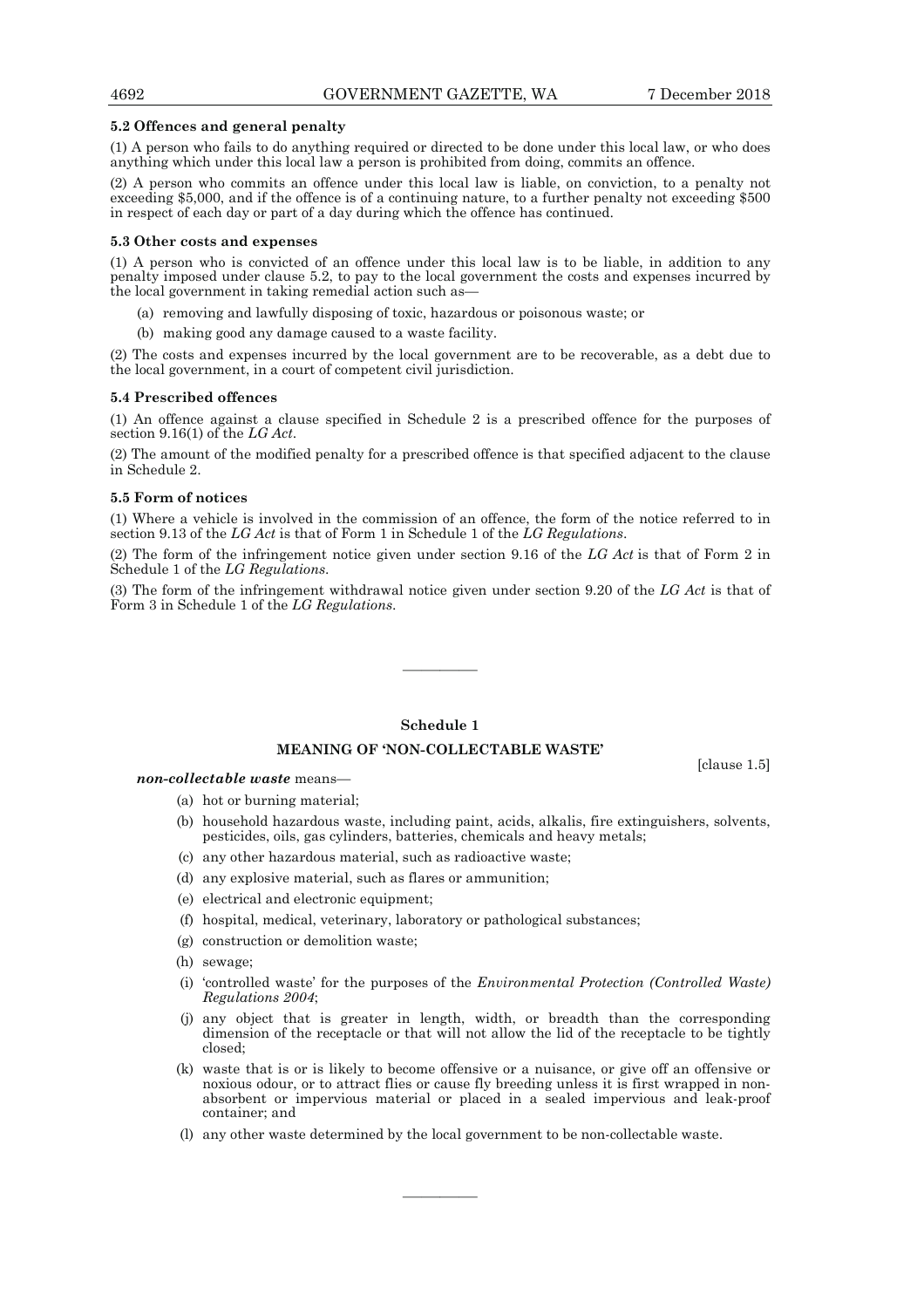**5.2 Offences and general penalty**

(1) A person who fails to do anything required or directed to be done under this local law, or who does anything which under this local law a person is prohibited from doing, commits an offence.

(2) A person who commits an offence under this local law is liable, on conviction, to a penalty not exceeding $5,000, and if the offence is of a continuing nature, to a further penalty not exceeding $500 in respect of each day or part of a day during which the offence has continued.

**5.3 Other costs and expenses**

(1) A person who is convicted of an offence under this local law is to be liable, in addition to any penalty imposed under clause 5.2, to pay to the local government the costs and expenses incurred by the local government in taking remedial action such as—

(a) removing and lawfully disposing of toxic, hazardous or poisonous waste; or

(b) making good any damage caused to a waste facility.

(2) The costs and expenses incurred by the local government are to be recoverable, as a debt due to the local government, in a court of competent civil jurisdiction.

**5.4 Prescribed offences**

(1) An offence against a clause specified in Schedule 2 is a prescribed offence for the purposes of section 9.16(1) of the *LG Act*.

(2) The amount of the modified penalty for a prescribed offence is that specified adjacent to the clause in Schedule 2.

**5.5 Form of notices**

(1) Where a vehicle is involved in the commission of an offence, the form of the notice referred to in section 9.13 of the *LG Act* is that of Form 1 in Schedule 1 of the *LG Regulations*.

(2) The form of the infringement notice given under section 9.16 of the *LG Act* is that of Form 2 in Schedule 1 of the *LG Regulations*.

(3) The form of the infringement withdrawal notice given under section 9.20 of the *LG Act* is that of Form 3 in Schedule 1 of the *LG Regulations*.

————

**Schedule 1**

**MEANING OF 'NON-COLLECTABLE WASTE'**

[clause 1.5]

***non-collectable waste*** means—

(a) hot or burning material;

(b) household hazardous waste, including paint, acids, alkalis, fire extinguishers, solvents, pesticides, oils, gas cylinders, batteries, chemicals and heavy metals;

(c) any other hazardous material, such as radioactive waste;

(d) any explosive material, such as flares or ammunition;

(e) electrical and electronic equipment;

(f) hospital, medical, veterinary, laboratory or pathological substances;

(g) construction or demolition waste;

(h) sewage;

(i) 'controlled waste' for the purposes of the *Environmental Protection (Controlled Waste) Regulations 2004*;

(j) any object that is greater in length, width, or breadth than the corresponding dimension of the receptacle or that will not allow the lid of the receptacle to be tightly closed;

(k) waste that is or is likely to become offensive or a nuisance, or give off an offensive or noxious odour, or to attract flies or cause fly breeding unless it is first wrapped in non-absorbent or impervious material or placed in a sealed impervious and leak-proof container; and

(l) any other waste determined by the local government to be non-collectable waste.

————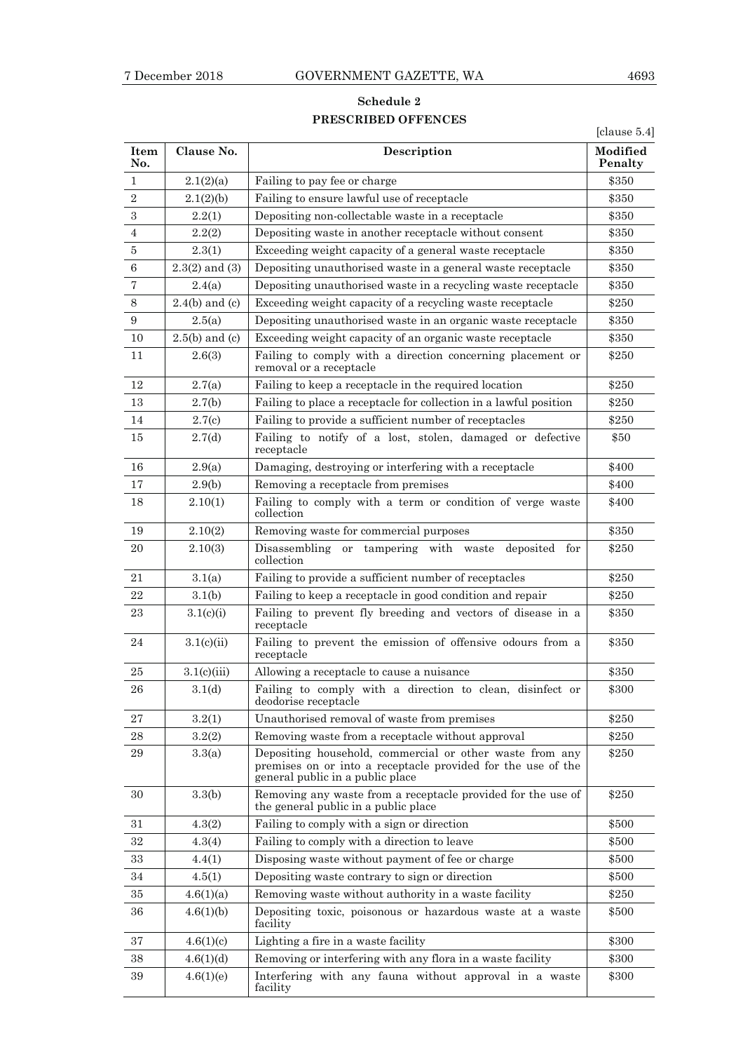## Schedule 2

## PRESCRIBED OFFENCES

[clause 5.4]

| Item No. | Clause No. | Description | Modified Penalty |
|---|---|---|---|
| 1 | 2.1(2)(a) | Failing to pay fee or charge | $350 |
| 2 | 2.1(2)(b) | Failing to ensure lawful use of receptacle | $350 |
| 3 | 2.2(1) | Depositing non-collectable waste in a receptacle | $350 |
| 4 | 2.2(2) | Depositing waste in another receptacle without consent | $350 |
| 5 | 2.3(1) | Exceeding weight capacity of a general waste receptacle | $350 |
| 6 | 2.3(2) and (3) | Depositing unauthorised waste in a general waste receptacle | $350 |
| 7 | 2.4(a) | Depositing unauthorised waste in a recycling waste receptacle | $350 |
| 8 | 2.4(b) and (c) | Exceeding weight capacity of a recycling waste receptacle | $250 |
| 9 | 2.5(a) | Depositing unauthorised waste in an organic waste receptacle | $350 |
| 10 | 2.5(b) and (c) | Exceeding weight capacity of an organic waste receptacle | $350 |
| 11 | 2.6(3) | Failing to comply with a direction concerning placement or removal or a receptacle | $250 |
| 12 | 2.7(a) | Failing to keep a receptacle in the required location | $250 |
| 13 | 2.7(b) | Failing to place a receptacle for collection in a lawful position | $250 |
| 14 | 2.7(c) | Failing to provide a sufficient number of receptacles | $250 |
| 15 | 2.7(d) | Failing to notify of a lost, stolen, damaged or defective receptacle | $50 |
| 16 | 2.9(a) | Damaging, destroying or interfering with a receptacle | $400 |
| 17 | 2.9(b) | Removing a receptacle from premises | $400 |
| 18 | 2.10(1) | Failing to comply with a term or condition of verge waste collection | $400 |
| 19 | 2.10(2) | Removing waste for commercial purposes | $350 |
| 20 | 2.10(3) | Disassembling or tampering with waste deposited for collection | $250 |
| 21 | 3.1(a) | Failing to provide a sufficient number of receptacles | $250 |
| 22 | 3.1(b) | Failing to keep a receptacle in good condition and repair | $250 |
| 23 | 3.1(c)(i) | Failing to prevent fly breeding and vectors of disease in a receptacle | $350 |
| 24 | 3.1(c)(ii) | Failing to prevent the emission of offensive odours from a receptacle | $350 |
| 25 | 3.1(c)(iii) | Allowing a receptacle to cause a nuisance | $350 |
| 26 | 3.1(d) | Failing to comply with a direction to clean, disinfect or deodorise receptacle | $300 |
| 27 | 3.2(1) | Unauthorised removal of waste from premises | $250 |
| 28 | 3.2(2) | Removing waste from a receptacle without approval | $250 |
| 29 | 3.3(a) | Depositing household, commercial or other waste from any premises on or into a receptacle provided for the use of the general public in a public place | $250 |
| 30 | 3.3(b) | Removing any waste from a receptacle provided for the use of the general public in a public place | $250 |
| 31 | 4.3(2) | Failing to comply with a sign or direction | $500 |
| 32 | 4.3(4) | Failing to comply with a direction to leave | $500 |
| 33 | 4.4(1) | Disposing waste without payment of fee or charge | $500 |
| 34 | 4.5(1) | Depositing waste contrary to sign or direction | $500 |
| 35 | 4.6(1)(a) | Removing waste without authority in a waste facility | $250 |
| 36 | 4.6(1)(b) | Depositing toxic, poisonous or hazardous waste at a waste facility | $500 |
| 37 | 4.6(1)(c) | Lighting a fire in a waste facility | $300 |
| 38 | 4.6(1)(d) | Removing or interfering with any flora in a waste facility | $300 |
| 39 | 4.6(1)(e) | Interfering with any fauna without approval in a waste facility | $300 |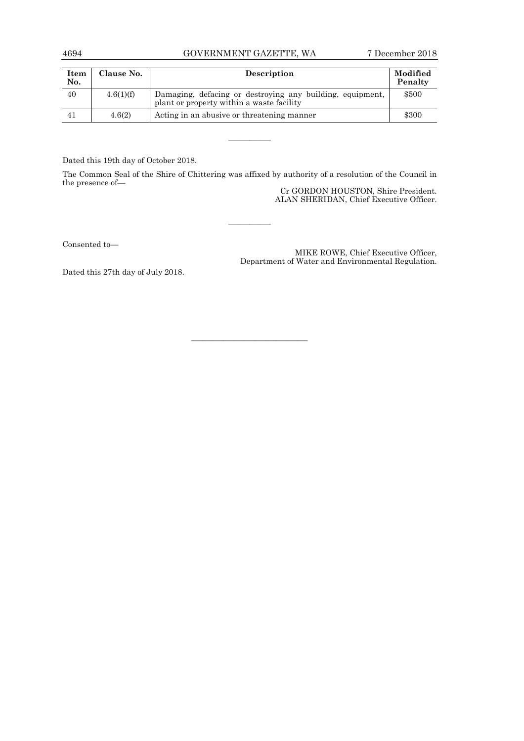| Item No. | Clause No. | Description | Modified Penalty |
|---|---|---|---|
| 40 | 4.6(1)(f) | Damaging, defacing or destroying any building, equipment, plant or property within a waste facility | $500 |
| 41 | 4.6(2) | Acting in an abusive or threatening manner | $300 |

———————

Dated this 19th day of October 2018.

The Common Seal of the Shire of Chittering was affixed by authority of a resolution of the Council in the presence of—

Cr GORDON HOUSTON, Shire President.
ALAN SHERIDAN, Chief Executive Officer.

———————

Consented to—

MIKE ROWE, Chief Executive Officer,
Department of Water and Environmental Regulation.

Dated this 27th day of July 2018.

———————————